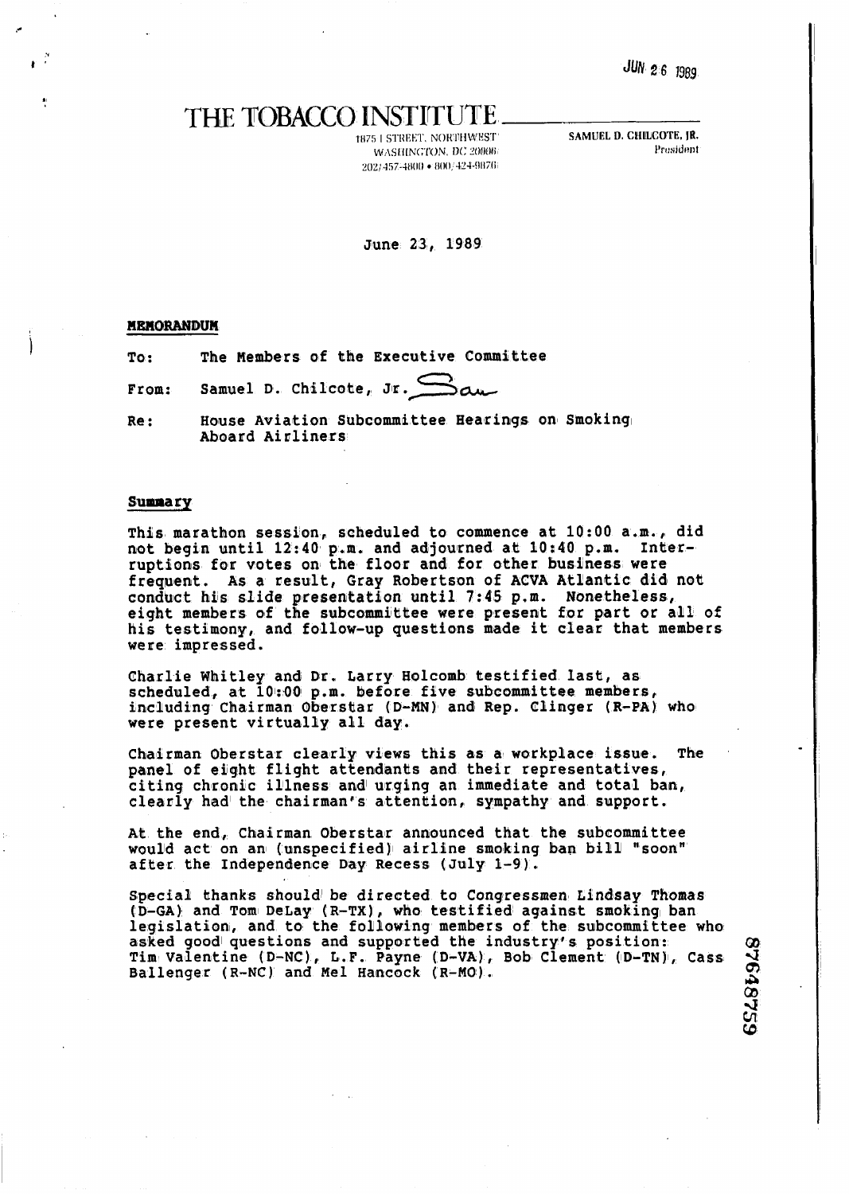JUN 26 1989

# THE TOBACCO INSTITUTE

1875 I STREET, NORTHWEST
WASHINGTON, DC 20006
202/457-4800 • 800/424-9876

SAMUEL D. CHILCOTE, JR.
President

June 23, 1989

**MEMORANDUM**

To: The Members of the Executive Committee

From: Samuel D. Chilcote, Jr. Sam

Re: House Aviation Subcommittee Hearings on Smoking Aboard Airliners

**Summary**

This marathon session, scheduled to commence at 10:00 a.m., did not begin until 12:40 p.m. and adjourned at 10:40 p.m. Interruptions for votes on the floor and for other business were frequent. As a result, Gray Robertson of ACVA Atlantic did not conduct his slide presentation until 7:45 p.m. Nonetheless, eight members of the subcommittee were present for part or all of his testimony, and follow-up questions made it clear that members were impressed.

Charlie Whitley and Dr. Larry Holcomb testified last, as scheduled, at 10:00 p.m. before five subcommittee members, including Chairman Oberstar (D-MN) and Rep. Clinger (R-PA) who were present virtually all day.

Chairman Oberstar clearly views this as a workplace issue. The panel of eight flight attendants and their representatives, citing chronic illness and urging an immediate and total ban, clearly had the chairman's attention, sympathy and support.

At the end, Chairman Oberstar announced that the subcommittee would act on an (unspecified) airline smoking ban bill "soon" after the Independence Day Recess (July 1-9).

Special thanks should be directed to Congressmen Lindsay Thomas (D-GA) and Tom DeLay (R-TX), who testified against smoking ban legislation, and to the following members of the subcommittee who asked good questions and supported the industry's position: Tim Valentine (D-NC), L.F. Payne (D-VA), Bob Clement (D-TN), Cass Ballenger (R-NC) and Mel Hancock (R-MO).

87648759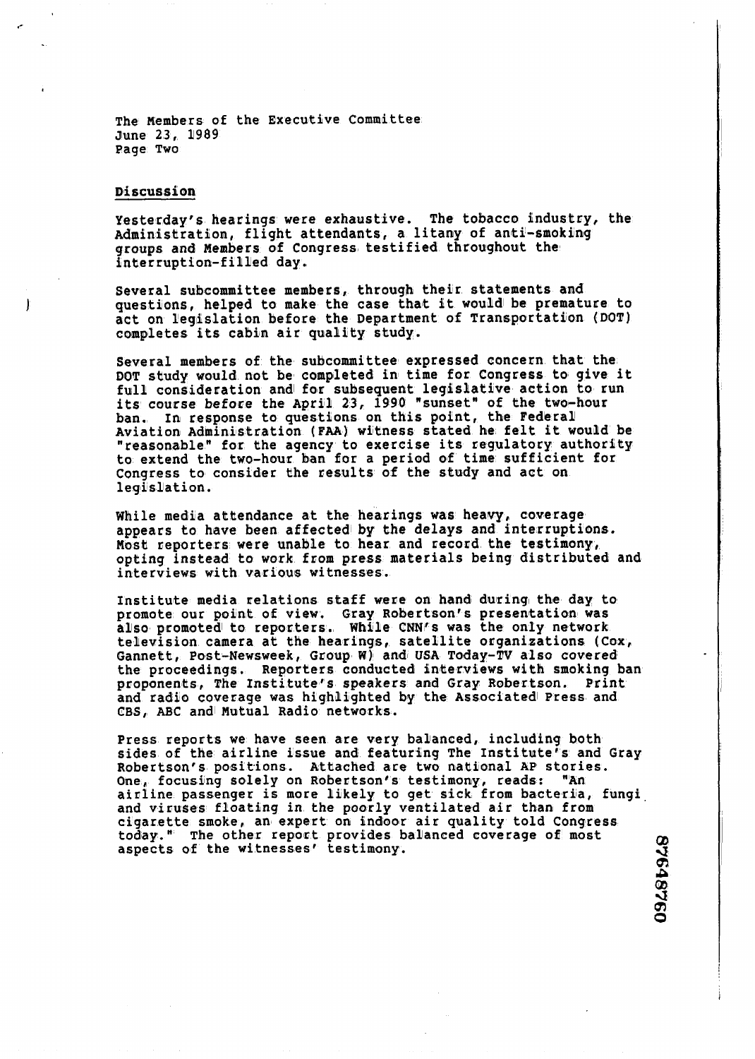The Members of the Executive Committee
June 23, 1989
Page Two

## Discussion

Yesterday's hearings were exhaustive. The tobacco industry, the Administration, flight attendants, a litany of anti-smoking groups and Members of Congress testified throughout the interruption-filled day.

Several subcommittee members, through their statements and questions, helped to make the case that it would be premature to act on legislation before the Department of Transportation (DOT) completes its cabin air quality study.

Several members of the subcommittee expressed concern that the DOT study would not be completed in time for Congress to give it full consideration and for subsequent legislative action to run its course before the April 23, 1990 "sunset" of the two-hour ban. In response to questions on this point, the Federal Aviation Administration (FAA) witness stated he felt it would be "reasonable" for the agency to exercise its regulatory authority to extend the two-hour ban for a period of time sufficient for Congress to consider the results of the study and act on legislation.

While media attendance at the hearings was heavy, coverage appears to have been affected by the delays and interruptions. Most reporters were unable to hear and record the testimony, opting instead to work from press materials being distributed and interviews with various witnesses.

Institute media relations staff were on hand during the day to promote our point of view. Gray Robertson's presentation was also promoted to reporters. While CNN's was the only network television camera at the hearings, satellite organizations (Cox, Gannett, Post-Newsweek, Group W) and USA Today-TV also covered the proceedings. Reporters conducted interviews with smoking ban proponents, The Institute's speakers and Gray Robertson. Print and radio coverage was highlighted by the Associated Press and CBS, ABC and Mutual Radio networks.

Press reports we have seen are very balanced, including both sides of the airline issue and featuring The Institute's and Gray Robertson's positions. Attached are two national AP stories. One, focusing solely on Robertson's testimony, reads: "An airline passenger is more likely to get sick from bacteria, fungi and viruses floating in the poorly ventilated air than from cigarette smoke, an expert on indoor air quality told Congress today." The other report provides balanced coverage of most aspects of the witnesses' testimony.

87648760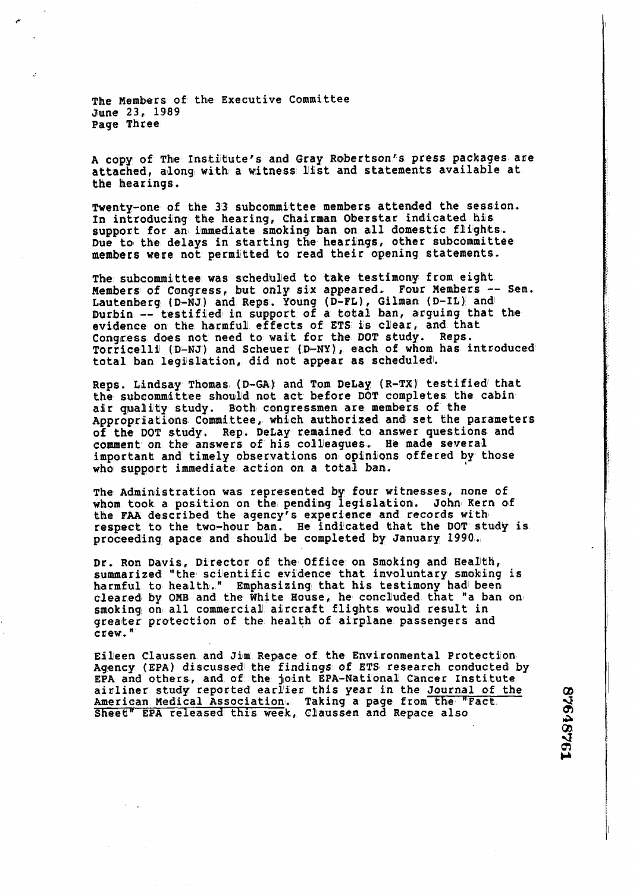The Members of the Executive Committee
June 23, 1989
Page Three

A copy of The Institute's and Gray Robertson's press packages are attached, along with a witness list and statements available at the hearings.

Twenty-one of the 33 subcommittee members attended the session. In introducing the hearing, Chairman Oberstar indicated his support for an immediate smoking ban on all domestic flights. Due to the delays in starting the hearings, other subcommittee members were not permitted to read their opening statements.

The subcommittee was scheduled to take testimony from eight Members of Congress, but only six appeared. Four Members -- Sen. Lautenberg (D-NJ) and Reps. Young (D-FL), Gilman (D-IL) and Durbin -- testified in support of a total ban, arguing that the evidence on the harmful effects of ETS is clear, and that Congress does not need to wait for the DOT study. Reps. Torricelli (D-NJ) and Scheuer (D-NY), each of whom has introduced total ban legislation, did not appear as scheduled.

Reps. Lindsay Thomas (D-GA) and Tom DeLay (R-TX) testified that the subcommittee should not act before DOT completes the cabin air quality study. Both congressmen are members of the Appropriations Committee, which authorized and set the parameters of the DOT study. Rep. DeLay remained to answer questions and comment on the answers of his colleagues. He made several important and timely observations on opinions offered by those who support immediate action on a total ban.

The Administration was represented by four witnesses, none of whom took a position on the pending legislation. John Kern of the FAA described the agency's experience and records with respect to the two-hour ban. He indicated that the DOT study is proceeding apace and should be completed by January 1990.

Dr. Ron Davis, Director of the Office on Smoking and Health, summarized "the scientific evidence that involuntary smoking is harmful to health." Emphasizing that his testimony had been cleared by OMB and the White House, he concluded that "a ban on smoking on all commercial aircraft flights would result in greater protection of the health of airplane passengers and crew."

Eileen Claussen and Jim Repace of the Environmental Protection Agency (EPA) discussed the findings of ETS research conducted by EPA and others, and of the joint EPA-National Cancer Institute airliner study reported earlier this year in the Journal of the American Medical Association. Taking a page from the "Fact Sheet" EPA released this week, Claussen and Repace also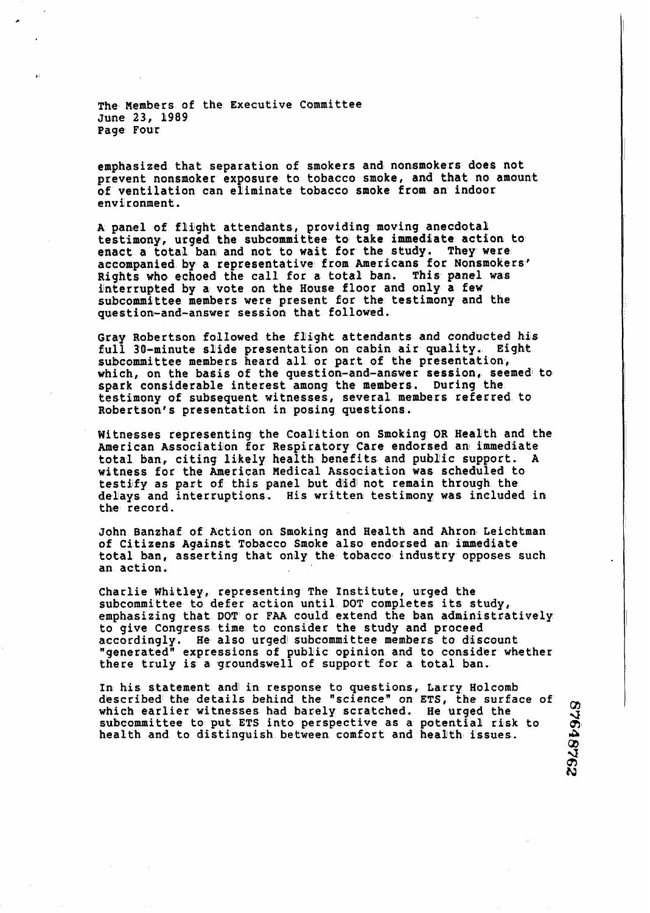emphasized that separation of smokers and nonsmokers does not prevent nonsmoker exposure to tobacco smoke, and that no amount of ventilation can eliminate tobacco smoke from an indoor environment.

A panel of flight attendants, providing moving anecdotal testimony, urged the subcommittee to take immediate action to enact a total ban and not to wait for the study. They were accompanied by a representative from Americans for Nonsmokers' Rights who echoed the call for a total ban. This panel was interrupted by a vote on the House floor and only a few subcommittee members were present for the testimony and the question-and-answer session that followed.

Gray Robertson followed the flight attendants and conducted his full 30-minute slide presentation on cabin air quality. Eight subcommittee members heard all or part of the presentation, which, on the basis of the question-and-answer session, seemed to spark considerable interest among the members. During the testimony of subsequent witnesses, several members referred to Robertson's presentation in posing questions.

Witnesses representing the Coalition on Smoking OR Health and the American Association for Respiratory Care endorsed an immediate total ban, citing likely health benefits and public support. A witness for the American Medical Association was scheduled to testify as part of this panel but did not remain through the delays and interruptions. His written testimony was included in the record.

John Banzhaf of Action on Smoking and Health and Ahron Leichtman of Citizens Against Tobacco Smoke also endorsed an immediate total ban, asserting that only the tobacco industry opposes such an action.

Charlie Whitley, representing The Institute, urged the subcommittee to defer action until DOT completes its study, emphasizing that DOT or FAA could extend the ban administratively to give Congress time to consider the study and proceed accordingly. He also urged subcommittee members to discount "generated" expressions of public opinion and to consider whether there truly is a groundswell of support for a total ban.

In his statement and in response to questions, Larry Holcomb described the details behind the "science" on ETS, the surface of which earlier witnesses had barely scratched. He urged the subcommittee to put ETS into perspective as a potential risk to health and to distinguish between comfort and health issues.

87648762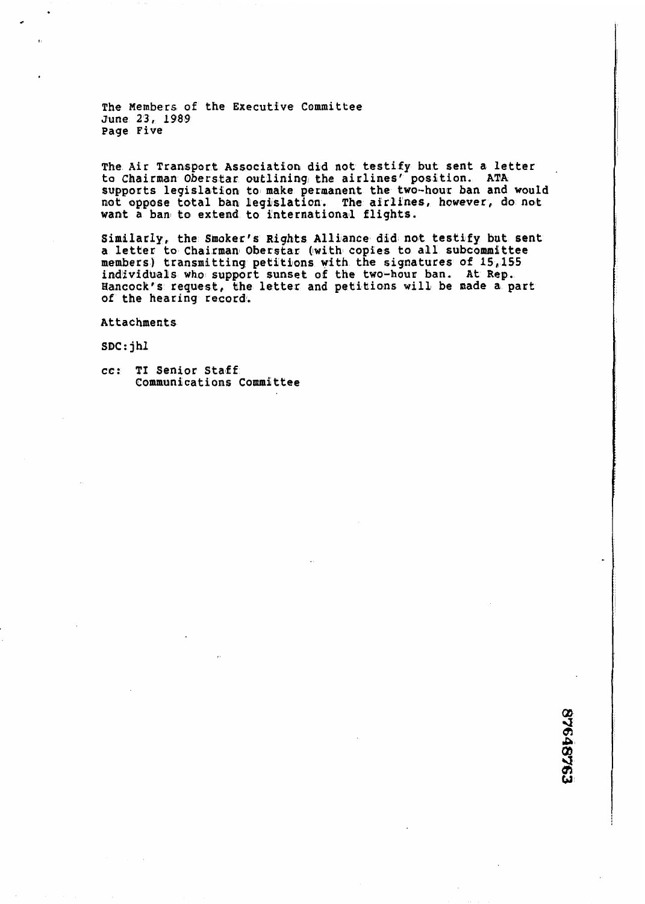The Members of the Executive Committee
June 23, 1989
Page Five

The Air Transport Association did not testify but sent a letter to Chairman Oberstar outlining the airlines' position. ATA supports legislation to make permanent the two-hour ban and would not oppose total ban legislation. The airlines, however, do not want a ban to extend to international flights.

Similarly, the Smoker's Rights Alliance did not testify but sent a letter to Chairman Oberstar (with copies to all subcommittee members) transmitting petitions with the signatures of 15,155 individuals who support sunset of the two-hour ban. At Rep. Hancock's request, the letter and petitions will be made a part of the hearing record.

Attachments

SDC:jhl

cc: TI Senior Staff
    Communications Committee

87648763